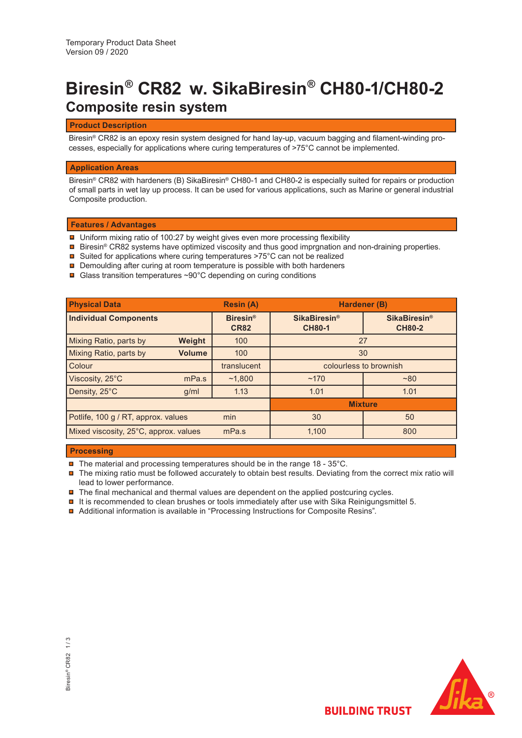Temporary Product Data Sheet
Version 09 / 2020

# Biresin® CR82 w. SikaBiresin® CH80-1/CH80-2

## Composite resin system

### Product Description

Biresin® CR82 is an epoxy resin system designed for hand lay-up, vacuum bagging and filament-winding processes, especially for applications where curing temperatures of >75°C cannot be implemented.

### Application Areas

Biresin® CR82 with hardeners (B) SikaBiresin® CH80-1 and CH80-2 is especially suited for repairs or production of small parts in wet lay up process. It can be used for various applications, such as Marine or general industrial Composite production.

### Features / Advantages

- Uniform mixing ratio of 100:27 by weight gives even more processing flexibility
- Biresin® CR82 systems have optimized viscosity and thus good imprgnation and non-draining properties.
- Suited for applications where curing temperatures >75°C can not be realized
- Demoulding after curing at room temperature is possible with both hardeners
- Glass transition temperatures ~90°C depending on curing conditions

| Physical Data | | Resin (A) | Hardener (B) | |
|---|---|---|---|---|
| **Individual Components** | | **Biresin® CR82** | **SikaBiresin® CH80-1** | **SikaBiresin® CH80-2** |
| Mixing Ratio, parts by | **Weight** | 100 | 27 | |
| Mixing Ratio, parts by | **Volume** | 100 | 30 | |
| Colour | | translucent | colourless to brownish | |
| Viscosity, 25°C | mPa.s | ~1,800 | ~170 | ~80 |
| Density, 25°C | g/ml | 1.13 | 1.01 | 1.01 |
| | | | **Mixture** | |
| Potlife, 100 g / RT, approx. values | min | | 30 | 50 |
| Mixed viscosity, 25°C, approx. values | mPa.s | | 1,100 | 800 |

### Processing

- The material and processing temperatures should be in the range 18 - 35°C.
- The mixing ratio must be followed accurately to obtain best results. Deviating from the correct mix ratio will lead to lower performance.
- The final mechanical and thermal values are dependent on the applied postcuring cycles.
- It is recommended to clean brushes or tools immediately after use with Sika Reinigungsmittel 5.
- Additional information is available in "Processing Instructions for Composite Resins".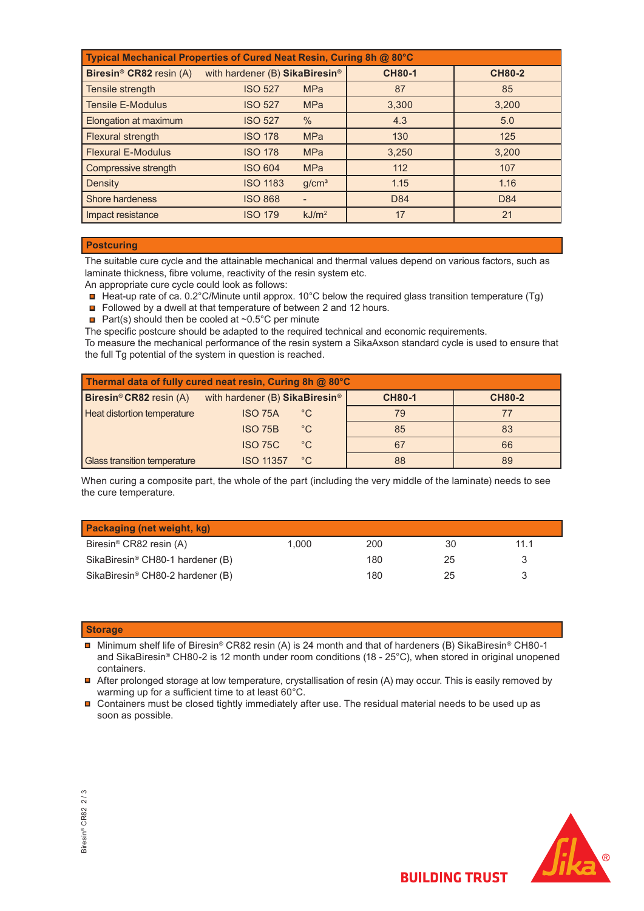| Typical Mechanical Properties of Cured Neat Resin, Curing 8h @ 80°C | | | | |
|---|---|---|---|---|
| **Biresin® CR82** resin (A) | with hardener (B) **SikaBiresin®** | | **CH80-1** | **CH80-2** |
| Tensile strength | ISO 527 | MPa | 87 | 85 |
| Tensile E-Modulus | ISO 527 | MPa | 3,300 | 3,200 |
| Elongation at maximum | ISO 527 | % | 4.3 | 5.0 |
| Flexural strength | ISO 178 | MPa | 130 | 125 |
| Flexural E-Modulus | ISO 178 | MPa | 3,250 | 3,200 |
| Compressive strength | ISO 604 | MPa | 112 | 107 |
| Density | ISO 1183 | g/cm³ | 1.15 | 1.16 |
| Shore hardeness | ISO 868 | - | D84 | D84 |
| Impact resistance | ISO 179 | kJ/m² | 17 | 21 |

## Postcuring

The suitable cure cycle and the attainable mechanical and thermal values depend on various factors, such as laminate thickness, fibre volume, reactivity of the resin system etc.
An appropriate cure cycle could look as follows:

- Heat-up rate of ca. 0.2°C/Minute until approx. 10°C below the required glass transition temperature (Tg)
- Followed by a dwell at that temperature of between 2 and 12 hours.
- Part(s) should then be cooled at ~0.5°C per minute

The specific postcure should be adapted to the required technical and economic requirements.
To measure the mechanical performance of the resin system a SikaAxson standard cycle is used to ensure that the full Tg potential of the system in question is reached.

| Thermal data of fully cured neat resin, Curing 8h @ 80°C | | | | |
|---|---|---|---|---|
| **Biresin® CR82** resin (A) | with hardener (B) **SikaBiresin®** | | **CH80-1** | **CH80-2** |
| Heat distortion temperature | ISO 75A | °C | 79 | 77 |
| | ISO 75B | °C | 85 | 83 |
| | ISO 75C | °C | 67 | 66 |
| Glass transition temperature | ISO 11357 | °C | 88 | 89 |

When curing a composite part, the whole of the part (including the very middle of the laminate) needs to see the cure temperature.

| Packaging (net weight, kg) | | | | |
|---|---|---|---|---|
| Biresin® CR82 resin (A) | 1,000 | 200 | 30 | 11.1 |
| SikaBiresin® CH80-1 hardener (B) | | 180 | 25 | 3 |
| SikaBiresin® CH80-2 hardener (B) | | 180 | 25 | 3 |

## Storage

- Minimum shelf life of Biresin® CR82 resin (A) is 24 month and that of hardeners (B) SikaBiresin® CH80-1 and SikaBiresin® CH80-2 is 12 month under room conditions (18 - 25°C), when stored in original unopened containers.
- After prolonged storage at low temperature, crystallisation of resin (A) may occur. This is easily removed by warming up for a sufficient time to at least 60°C.
- Containers must be closed tightly immediately after use. The residual material needs to be used up as soon as possible.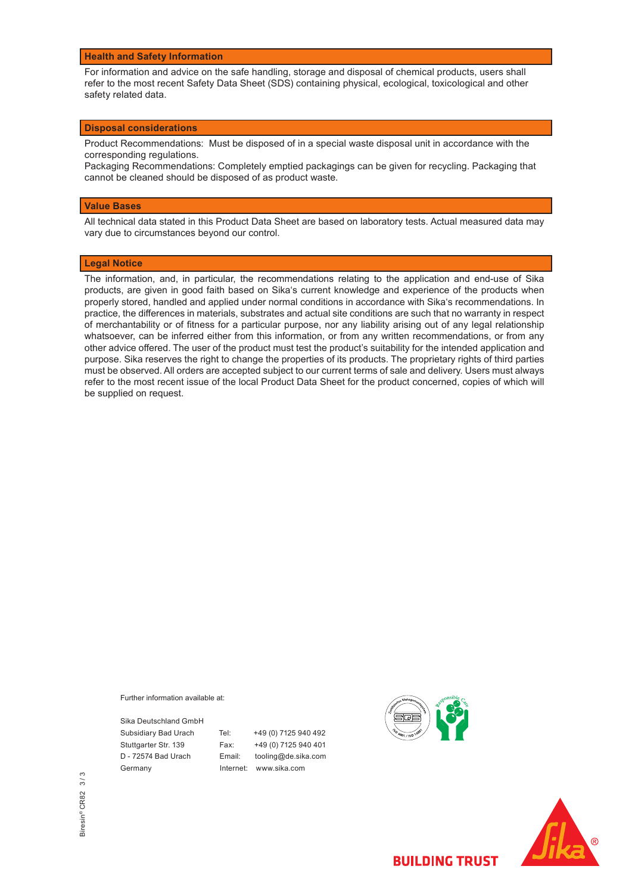## Health and Safety Information

For information and advice on the safe handling, storage and disposal of chemical products, users shall refer to the most recent Safety Data Sheet (SDS) containing physical, ecological, toxicological and other safety related data.

## Disposal considerations

Product Recommendations: Must be disposed of in a special waste disposal unit in accordance with the corresponding regulations.
Packaging Recommendations: Completely emptied packagings can be given for recycling. Packaging that cannot be cleaned should be disposed of as product waste.

## Value Bases

All technical data stated in this Product Data Sheet are based on laboratory tests. Actual measured data may vary due to circumstances beyond our control.

## Legal Notice

The information, and, in particular, the recommendations relating to the application and end-use of Sika products, are given in good faith based on Sika's current knowledge and experience of the products when properly stored, handled and applied under normal conditions in accordance with Sika's recommendations. In practice, the differences in materials, substrates and actual site conditions are such that no warranty in respect of merchantability or of fitness for a particular purpose, nor any liability arising out of any legal relationship whatsoever, can be inferred either from this information, or from any written recommendations, or from any other advice offered. The user of the product must test the product's suitability for the intended application and purpose. Sika reserves the right to change the properties of its products. The proprietary rights of third parties must be observed. All orders are accepted subject to our current terms of sale and delivery. Users must always refer to the most recent issue of the local Product Data Sheet for the product concerned, copies of which will be supplied on request.

Further information available at:

| | | |
|---|---|---|
| Sika Deutschland GmbH | | |
| Subsidiary Bad Urach | Tel: | +49 (0) 7125 940 492 |
| Stuttgarter Str. 139 | Fax: | +49 (0) 7125 940 401 |
| D - 72574 Bad Urach | Email: | tooling@de.sika.com |
| Germany | Internet: | www.sika.com |

BUILDING TRUST